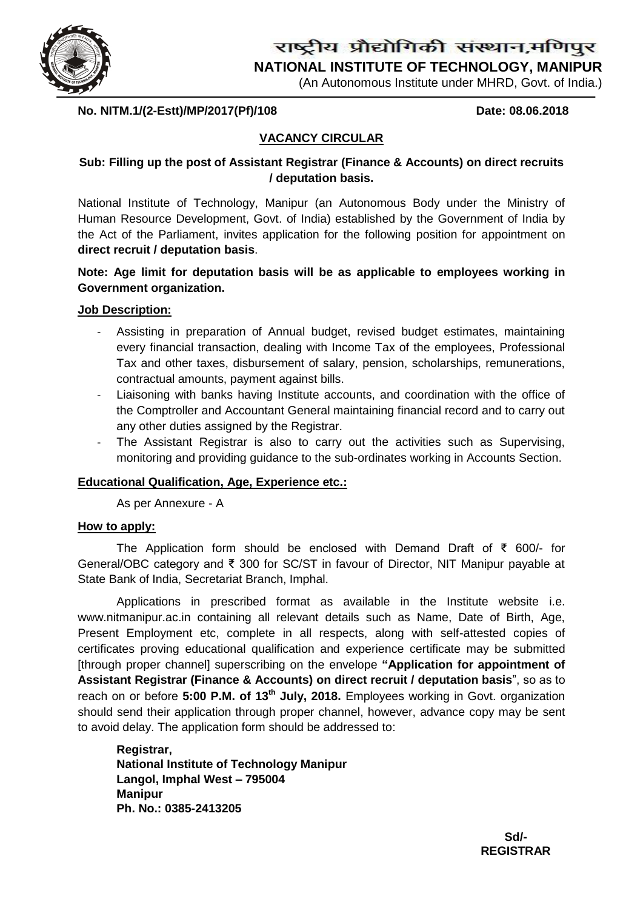# राष्ट्रीय प्रौद्योगिकी संस्थान,मणिपुर

**NATIONAL INSTITUTE OF TECHNOLOGY, MANIPUR**

(An Autonomous Institute under MHRD, Govt. of India.)

**No. NITM.1/(2-Estt)/MP/2017(Pf)/108** **Date: 08.06.2018**

## VACANCY CIRCULAR

**Sub: Filling up the post of Assistant Registrar (Finance & Accounts) on direct recruits / deputation basis.**

National Institute of Technology, Manipur (an Autonomous Body under the Ministry of Human Resource Development, Govt. of India) established by the Government of India by the Act of the Parliament, invites application for the following position for appointment on **direct recruit / deputation basis**.

**Note: Age limit for deputation basis will be as applicable to employees working in Government organization.**

### Job Description:

- Assisting in preparation of Annual budget, revised budget estimates, maintaining every financial transaction, dealing with Income Tax of the employees, Professional Tax and other taxes, disbursement of salary, pension, scholarships, remunerations, contractual amounts, payment against bills.
- Liaisoning with banks having Institute accounts, and coordination with the office of the Comptroller and Accountant General maintaining financial record and to carry out any other duties assigned by the Registrar.
- The Assistant Registrar is also to carry out the activities such as Supervising, monitoring and providing guidance to the sub-ordinates working in Accounts Section.

### Educational Qualification, Age, Experience etc.:

As per Annexure - A

### How to apply:

The Application form should be enclosed with Demand Draft of ₹ 600/- for General/OBC category and ₹ 300 for SC/ST in favour of Director, NIT Manipur payable at State Bank of India, Secretariat Branch, Imphal.

Applications in prescribed format as available in the Institute website i.e. www.nitmanipur.ac.in containing all relevant details such as Name, Date of Birth, Age, Present Employment etc, complete in all respects, along with self-attested copies of certificates proving educational qualification and experience certificate may be submitted [through proper channel] superscribing on the envelope **"Application for appointment of Assistant Registrar (Finance & Accounts) on direct recruit / deputation basis"**, so as to reach on or before **5:00 P.M. of 13th July, 2018.** Employees working in Govt. organization should send their application through proper channel, however, advance copy may be sent to avoid delay. The application form should be addressed to:

**Registrar,**
**National Institute of Technology Manipur**
**Langol, Imphal West – 795004**
**Manipur**
**Ph. No.: 0385-2413205**

**Sd/-**
**REGISTRAR**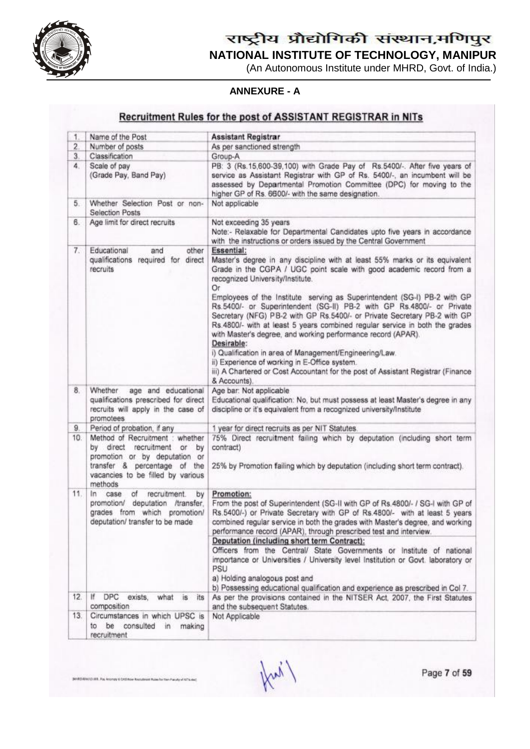राष्ट्रीय प्रौद्योगिकी संस्थान,मणिपुर

**NATIONAL INSTITUTE OF TECHNOLOGY, MANIPUR**

(An Autonomous Institute under MHRD, Govt. of India.)

**ANNEXURE - A**

## Recruitment Rules for the post of ASSISTANT REGISTRAR in NITs

| | | |
|---|---|---|
| 1. | Name of the Post | **Assistant Registrar** |
| 2. | Number of posts | As per sanctioned strength |
| 3. | Classification | Group-A |
| 4. | Scale of pay (Grade Pay, Band Pay) | PB: 3 (Rs.15,600-39,100) with Grade Pay of Rs.5400/-. After five years of service as Assistant Registrar with GP of Rs. 5400/-, an incumbent will be assessed by Departmental Promotion Committee (DPC) for moving to the higher GP of Rs. 6600/- with the same designation. |
| 5. | Whether Selection Post or non-Selection Posts | Not applicable |
| 6. | Age limit for direct recruits | Not exceeding 35 years<br>Note:- Relaxable for Departmental Candidates upto five years in accordance with the instructions or orders issued by the Central Government |
| 7. | Educational and other qualifications required for direct recruits | **Essential:**<br>Master's degree in any discipline with at least 55% marks or its equivalent Grade in the CGPA / UGC point scale with good academic record from a recognized University/Institute.<br>Or<br>Employees of the Institute serving as Superintendent (SG-I) PB-2 with GP Rs.5400/- or Superintendent (SG-II) PB-2 with GP Rs.4800/- or Private Secretary (NFG) PB-2 with GP Rs.5400/- or Private Secretary PB-2 with GP Rs.4800/- with at least 5 years combined regular service in both the grades with Master's degree, and working performance record (APAR).<br>**Desirable:**<br>i) Qualification in area of Management/Engineering/Law.<br>ii) Experience of working in E-Office system.<br>iii) A Chartered or Cost Accountant for the post of Assistant Registrar (Finance & Accounts). |
| 8. | Whether age and educational qualifications prescribed for direct recruits will apply in the case of promotees | Age bar: Not applicable<br>Educational qualification: No, but must possess at least Master's degree in any discipline or it's equivalent from a recognized university/Institute |
| 9. | Period of probation, if any | 1 year for direct recruits as per NIT Statutes. |
| 10. | Method of Recruitment : whether by direct recruitment or by promotion or by deputation or transfer & percentage of the vacancies to be filled by various methods | 75% Direct recruitment failing which by deputation (including short term contract)<br><br>25% by Promotion failing which by deputation (including short term contract). |
| 11. | In case of recruitment. by promotion/ deputation /transfer, grades from which promotion/ deputation/ transfer to be made | **Promotion:**<br>From the post of Superintendent (SG-II with GP of Rs.4800/- / SG-I with GP of Rs.5400/-) or Private Secretary with GP of Rs.4800/- with at least 5 years combined regular service in both the grades with Master's degree, and working performance record (APAR), through prescribed test and interview.<br>**Deputation (including short term Contract):**<br>Officers from the Central/ State Governments or Institute of national importance or Universities / University level Institution or Govt. laboratory or PSU<br>a) Holding analogous post and<br>b) Possessing educational qualification and experience as prescribed in Col 7. |
| 12. | If DPC exists, what is its composition | As per the provisions contained in the NITSER Act, 2007, the First Statutes and the subsequent Statutes. |
| 13. | Circumstances in which UPSC is to be consulted in making recruitment | Not Applicable |